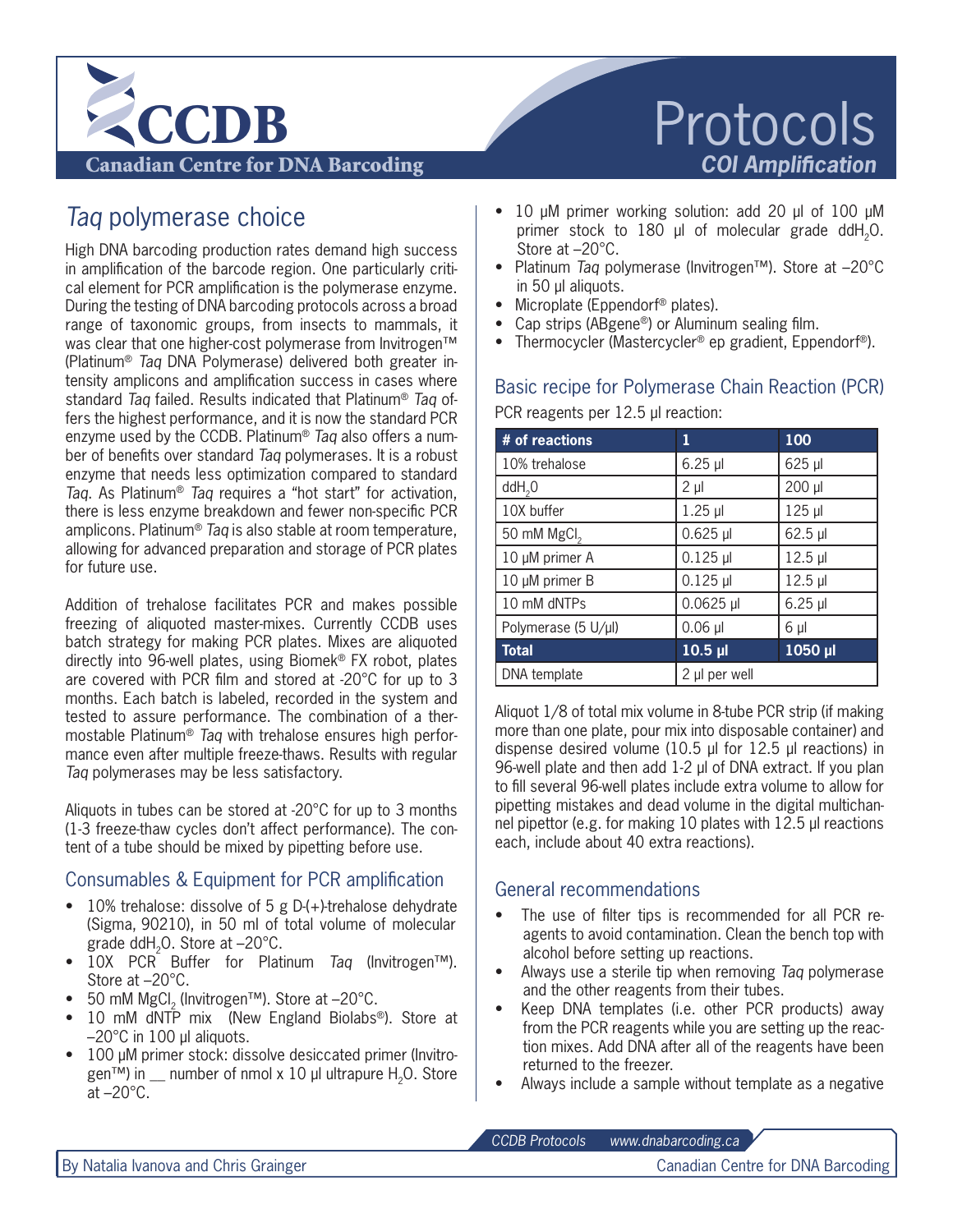# CCDB

Canadian Centre for DNA Barcoding

# Protocols

## COI Amplification

## *Taq* polymerase choice

High DNA barcoding production rates demand high success in amplification of the barcode region. One particularly critical element for PCR amplification is the polymerase enzyme. During the testing of DNA barcoding protocols across a broad range of taxonomic groups, from insects to mammals, it was clear that one higher-cost polymerase from Invitrogen™ (Platinum® *Taq* DNA Polymerase) delivered both greater intensity amplicons and amplification success in cases where standard *Taq* failed. Results indicated that Platinum® *Taq* offers the highest performance, and it is now the standard PCR enzyme used by the CCDB. Platinum® *Taq* also offers a number of benefits over standard *Taq* polymerases. It is a robust enzyme that needs less optimization compared to standard *Taq*. As Platinum® *Taq* requires a "hot start" for activation, there is less enzyme breakdown and fewer non-specific PCR amplicons. Platinum® *Taq* is also stable at room temperature, allowing for advanced preparation and storage of PCR plates for future use.

Addition of trehalose facilitates PCR and makes possible freezing of aliquoted master-mixes. Currently CCDB uses batch strategy for making PCR plates. Mixes are aliquoted directly into 96-well plates, using Biomek® FX robot, plates are covered with PCR film and stored at -20°C for up to 3 months. Each batch is labeled, recorded in the system and tested to assure performance. The combination of a thermostable Platinum® *Taq* with trehalose ensures high performance even after multiple freeze-thaws. Results with regular *Taq* polymerases may be less satisfactory.

Aliquots in tubes can be stored at -20°C for up to 3 months (1-3 freeze-thaw cycles don't affect performance). The content of a tube should be mixed by pipetting before use.

### Consumables & Equipment for PCR amplification

- 10% trehalose: dissolve of 5 g D-(+)-trehalose dehydrate (Sigma, 90210), in 50 ml of total volume of molecular grade $ddH_2O$. Store at –20°C.
- 10X PCR Buffer for Platinum *Taq* (Invitrogen™). Store at –20°C.
- 50 mM $MgCl_2$ (Invitrogen™). Store at –20°C.
- 10 mM dNTP mix (New England Biolabs®). Store at –20°C in 100 µl aliquots.
- 100 µM primer stock: dissolve desiccated primer (Invitrogen™) in __ number of nmol x 10 µl ultrapure $H_2O$. Store at –20°C.
- 10 µM primer working solution: add 20 µl of 100 µM primer stock to 180 µl of molecular grade $ddH_2O$. Store at –20°C.
- Platinum *Taq* polymerase (Invitrogen™). Store at –20°C in 50 µl aliquots.
- Microplate (Eppendorf® plates).
- Cap strips (ABgene®) or Aluminum sealing film.
- Thermocycler (Mastercycler® ep gradient, Eppendorf®).

### Basic recipe for Polymerase Chain Reaction (PCR)

PCR reagents per 12.5 µl reaction:

| # of reactions | 1 | 100 |
|---|---|---|
| 10% trehalose | 6.25 µl | 625 µl |
| $ddH_2O$ | 2 µl | 200 µl |
| 10X buffer | 1.25 µl | 125 µl |
| 50 mM $MgCl_2$ | 0.625 µl | 62.5 µl |
| 10 µM primer A | 0.125 µl | 12.5 µl |
| 10 µM primer B | 0.125 µl | 12.5 µl |
| 10 mM dNTPs | 0.0625 µl | 6.25 µl |
| Polymerase (5 U/µl) | 0.06 µl | 6 µl |
| **Total** | **10.5 µl** | **1050 µl** |
| DNA template | 2 µl per well | |

Aliquot 1/8 of total mix volume in 8-tube PCR strip (if making more than one plate, pour mix into disposable container) and dispense desired volume (10.5 µl for 12.5 µl reactions) in 96-well plate and then add 1-2 µl of DNA extract. If you plan to fill several 96-well plates include extra volume to allow for pipetting mistakes and dead volume in the digital multichannel pipettor (e.g. for making 10 plates with 12.5 µl reactions each, include about 40 extra reactions).

### General recommendations

- The use of filter tips is recommended for all PCR reagents to avoid contamination. Clean the bench top with alcohol before setting up reactions.
- Always use a sterile tip when removing *Taq* polymerase and the other reagents from their tubes.
- Keep DNA templates (i.e. other PCR products) away from the PCR reagents while you are setting up the reaction mixes. Add DNA after all of the reagents have been returned to the freezer.
- Always include a sample without template as a negative

By Natalia Ivanova and Chris Grainger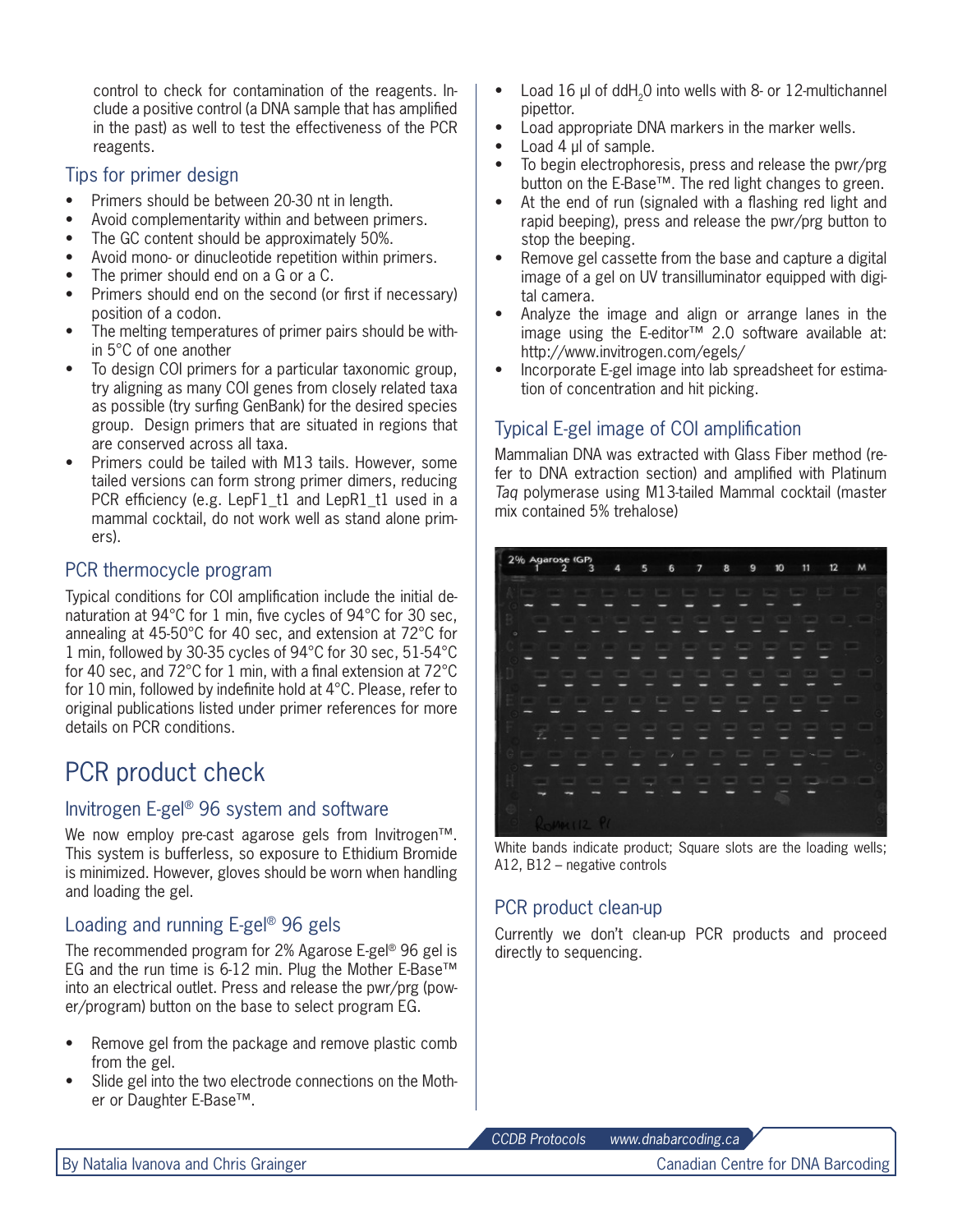control to check for contamination of the reagents. Include a positive control (a DNA sample that has amplified in the past) as well to test the effectiveness of the PCR reagents.

## Tips for primer design

- Primers should be between 20-30 nt in length.
- Avoid complementarity within and between primers.
- The GC content should be approximately 50%.
- Avoid mono- or dinucleotide repetition within primers.
- The primer should end on a G or a C.
- Primers should end on the second (or first if necessary) position of a codon.
- The melting temperatures of primer pairs should be within 5°C of one another
- To design COI primers for a particular taxonomic group, try aligning as many COI genes from closely related taxa as possible (try surfing GenBank) for the desired species group. Design primers that are situated in regions that are conserved across all taxa.
- Primers could be tailed with M13 tails. However, some tailed versions can form strong primer dimers, reducing PCR efficiency (e.g. LepF1_t1 and LepR1_t1 used in a mammal cocktail, do not work well as stand alone primers).

## PCR thermocycle program

Typical conditions for COI amplification include the initial denaturation at 94°C for 1 min, five cycles of 94°C for 30 sec, annealing at 45-50°C for 40 sec, and extension at 72°C for 1 min, followed by 30-35 cycles of 94°C for 30 sec, 51-54°C for 40 sec, and 72°C for 1 min, with a final extension at 72°C for 10 min, followed by indefinite hold at 4°C. Please, refer to original publications listed under primer references for more details on PCR conditions.

# PCR product check

## Invitrogen E-gel® 96 system and software

We now employ pre-cast agarose gels from Invitrogen™. This system is bufferless, so exposure to Ethidium Bromide is minimized. However, gloves should be worn when handling and loading the gel.

## Loading and running E-gel® 96 gels

The recommended program for 2% Agarose E-gel® 96 gel is EG and the run time is 6-12 min. Plug the Mother E-Base™ into an electrical outlet. Press and release the pwr/prg (power/program) button on the base to select program EG.

- Remove gel from the package and remove plastic comb from the gel.
- Slide gel into the two electrode connections on the Mother or Daughter E-Base™.
- Load 16 µl of $ddH_2O$ into wells with 8- or 12-multichannel pipettor.
- Load appropriate DNA markers in the marker wells.
- Load 4 µl of sample.
- To begin electrophoresis, press and release the pwr/prg button on the E-Base™. The red light changes to green.
- At the end of run (signaled with a flashing red light and rapid beeping), press and release the pwr/prg button to stop the beeping.
- Remove gel cassette from the base and capture a digital image of a gel on UV transillumінator equipped with digital camera.
- Analyze the image and align or arrange lanes in the image using the E-editor™ 2.0 software available at: http://www.invitrogen.com/egels/
- Incorporate E-gel image into lab spreadsheet for estimation of concentration and hit picking.

## Typical E-gel image of COI amplification

Mammalian DNA was extracted with Glass Fiber method (refer to DNA extraction section) and amplified with Platinum *Taq* polymerase using M13-tailed Mammal cocktail (master mix contained 5% trehalose)

White bands indicate product; Square slots are the loading wells; A12, B12 – negative controls

## PCR product clean-up

Currently we don't clean-up PCR products and proceed directly to sequencing.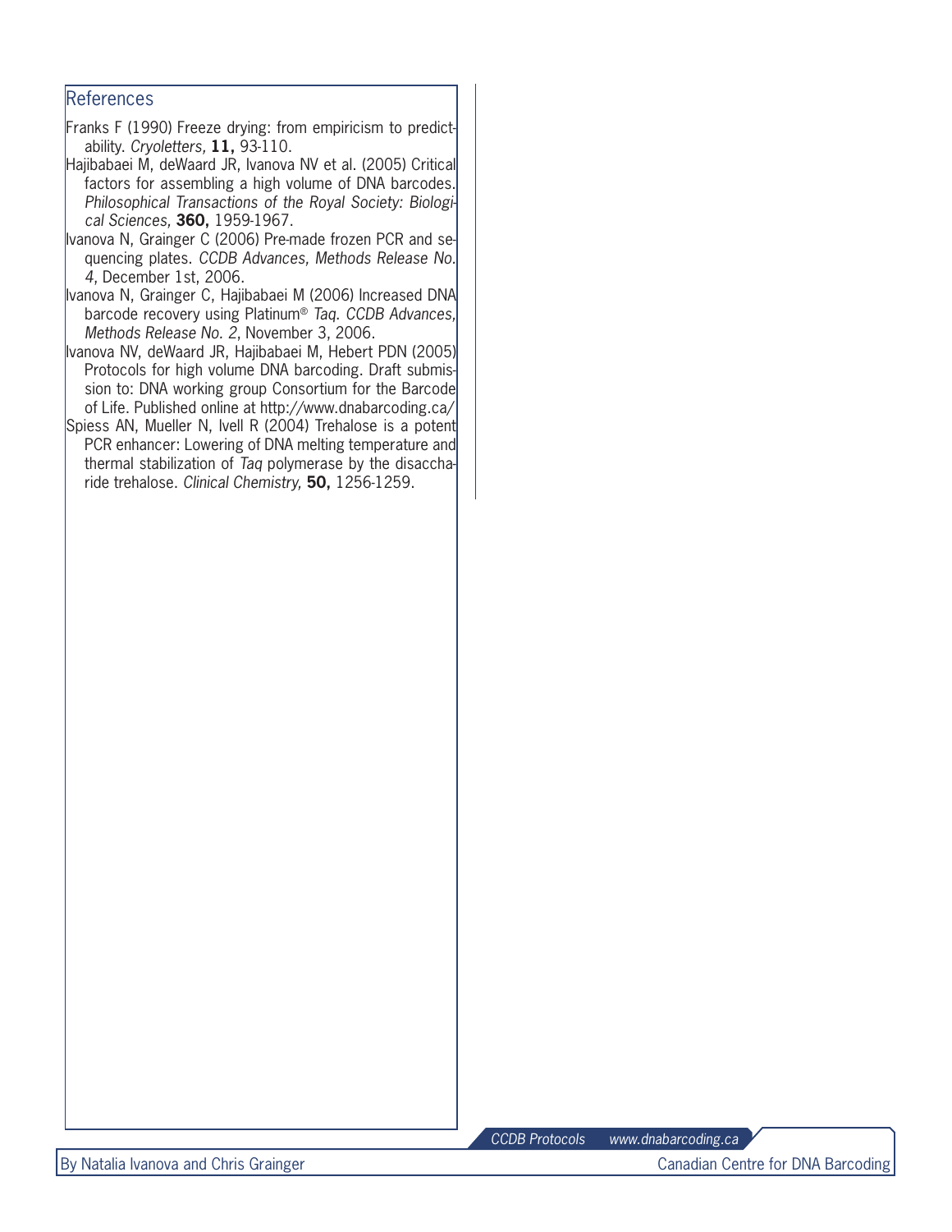## References

Franks F (1990) Freeze drying: from empiricism to predictability. *Cryoletters,* **11,** 93-110.

Hajibabaei M, deWaard JR, Ivanova NV et al. (2005) Critical factors for assembling a high volume of DNA barcodes. *Philosophical Transactions of the Royal Society: Biological Sciences,* **360,** 1959-1967.

Ivanova N, Grainger C (2006) Pre-made frozen PCR and sequencing plates. *CCDB Advances, Methods Release No. 4*, December 1st, 2006.

Ivanova N, Grainger C, Hajibabaei M (2006) Increased DNA barcode recovery using Platinum® *Taq*. *CCDB Advances, Methods Release No. 2*, November 3, 2006.

Ivanova NV, deWaard JR, Hajibabaei M, Hebert PDN (2005) Protocols for high volume DNA barcoding. Draft submission to: DNA working group Consortium for the Barcode of Life. Published online at http://www.dnabarcoding.ca/

Spiess AN, Mueller N, Ivell R (2004) Trehalose is a potent PCR enhancer: Lowering of DNA melting temperature and thermal stabilization of *Taq* polymerase by the disaccharide trehalose. *Clinical Chemistry,* **50,** 1256-1259.